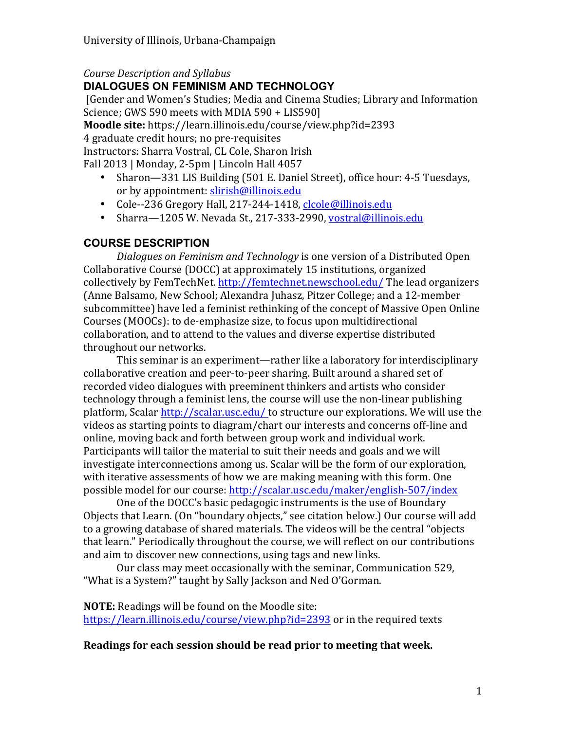University of Illinois, Urbana-Champaign

*Course Description and Syllabus*

# DIALOGUES ON FEMINISM AND TECHNOLOGY

[Gender and Women's Studies; Media and Cinema Studies; Library and Information Science; GWS 590 meets with MDIA 590 + LIS590]

**Moodle site:** https://learn.illinois.edu/course/view.php?id=2393

4 graduate credit hours; no pre-requisites

Instructors: Sharra Vostral, CL Cole, Sharon Irish

Fall 2013 | Monday, 2-5pm | Lincoln Hall 4057

- Sharon—331 LIS Building (501 E. Daniel Street), office hour: 4-5 Tuesdays, or by appointment: slirish@illinois.edu
- Cole--236 Gregory Hall, 217-244-1418, clcole@illinois.edu
- Sharra—1205 W. Nevada St., 217-333-2990, vostral@illinois.edu

## COURSE DESCRIPTION

*Dialogues on Feminism and Technology* is one version of a Distributed Open Collaborative Course (DOCC) at approximately 15 institutions, organized collectively by FemTechNet. http://femtechnet.newschool.edu/ The lead organizers (Anne Balsamo, New School; Alexandra Juhasz, Pitzer College; and a 12-member subcommittee) have led a feminist rethinking of the concept of Massive Open Online Courses (MOOCs): to de-emphasize size, to focus upon multidirectional collaboration, and to attend to the values and diverse expertise distributed throughout our networks.

This seminar is an experiment—rather like a laboratory for interdisciplinary collaborative creation and peer-to-peer sharing. Built around a shared set of recorded video dialogues with preeminent thinkers and artists who consider technology through a feminist lens, the course will use the non-linear publishing platform, Scalar http://scalar.usc.edu/ to structure our explorations. We will use the videos as starting points to diagram/chart our interests and concerns off-line and online, moving back and forth between group work and individual work. Participants will tailor the material to suit their needs and goals and we will investigate interconnections among us. Scalar will be the form of our exploration, with iterative assessments of how we are making meaning with this form. One possible model for our course: http://scalar.usc.edu/maker/english-507/index

One of the DOCC's basic pedagogic instruments is the use of Boundary Objects that Learn. (On "boundary objects," see citation below.) Our course will add to a growing database of shared materials. The videos will be the central "objects that learn." Periodically throughout the course, we will reflect on our contributions and aim to discover new connections, using tags and new links.

Our class may meet occasionally with the seminar, Communication 529, "What is a System?" taught by Sally Jackson and Ned O'Gorman.

**NOTE:** Readings will be found on the Moodle site: https://learn.illinois.edu/course/view.php?id=2393 or in the required texts

**Readings for each session should be read prior to meeting that week.**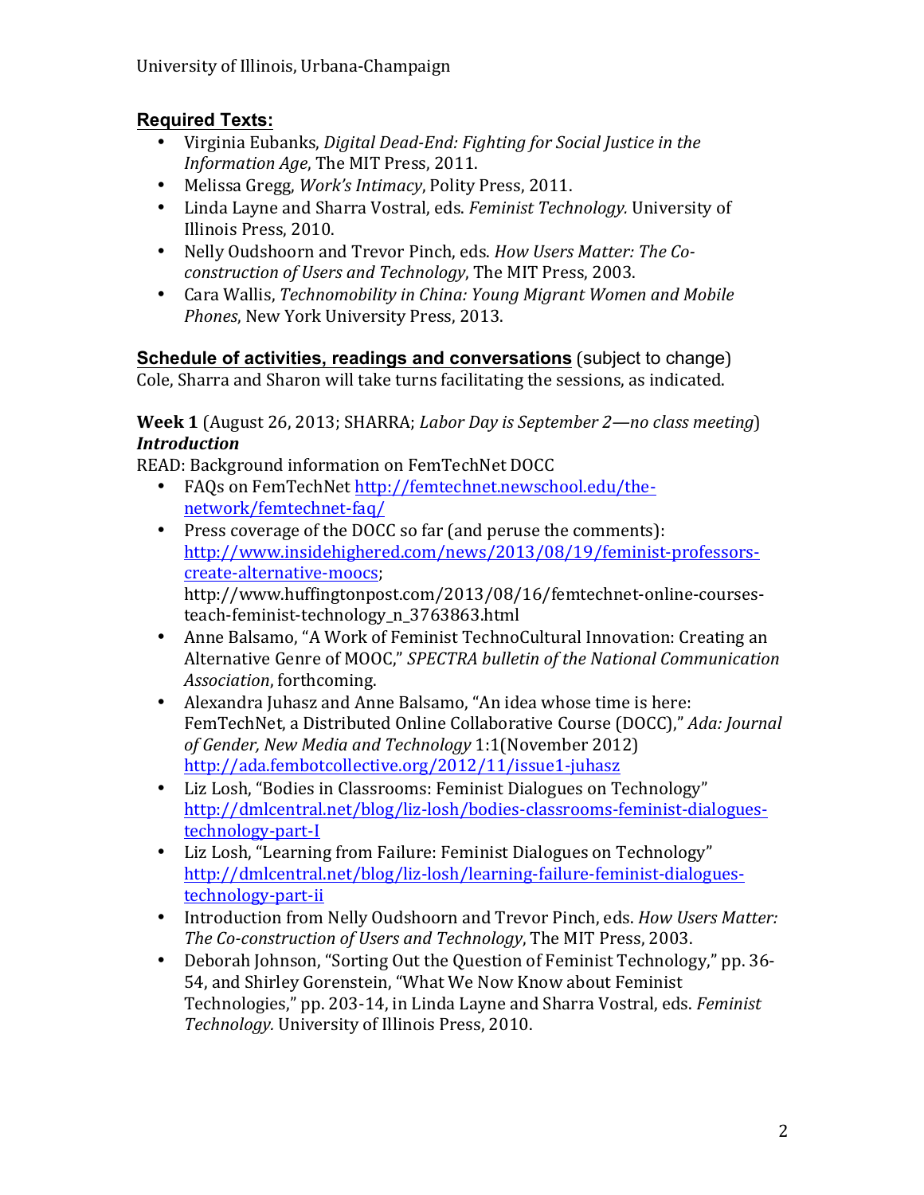## Required Texts:

- Virginia Eubanks, *Digital Dead-End: Fighting for Social Justice in the Information Age*, The MIT Press, 2011.
- Melissa Gregg, *Work's Intimacy*, Polity Press, 2011.
- Linda Layne and Sharra Vostral, eds. *Feminist Technology.* University of Illinois Press, 2010.
- Nelly Oudshoorn and Trevor Pinch, eds. *How Users Matter: The Co-construction of Users and Technology*, The MIT Press, 2003.
- Cara Wallis, *Technomobility in China: Young Migrant Women and Mobile Phones*, New York University Press, 2013.

**Schedule of activities, readings and conversations** (subject to change)
Cole, Sharra and Sharon will take turns facilitating the sessions, as indicated.

**Week 1** (August 26, 2013; SHARRA; *Labor Day is September 2—no class meeting*)
***Introduction***

READ: Background information on FemTechNet DOCC

- FAQs on FemTechNet http://femtechnet.newschool.edu/the-network/femtechnet-faq/
- Press coverage of the DOCC so far (and peruse the comments): http://www.insidehighered.com/news/2013/08/19/feminist-professors-create-alternative-moocs; http://www.huffingtonpost.com/2013/08/16/femtechnet-online-courses-teach-feminist-technology_n_3763863.html
- Anne Balsamo, "A Work of Feminist TechnoCultural Innovation: Creating an Alternative Genre of MOOC," *SPECTRA bulletin of the National Communication Association*, forthcoming.
- Alexandra Juhasz and Anne Balsamo, "An idea whose time is here: FemTechNet, a Distributed Online Collaborative Course (DOCC)," *Ada: Journal of Gender, New Media and Technology* 1:1(November 2012) http://ada.fembotcollective.org/2012/11/issue1-juhasz
- Liz Losh, "Bodies in Classrooms: Feminist Dialogues on Technology" http://dmlcentral.net/blog/liz-losh/bodies-classrooms-feminist-dialogues-technology-part-I
- Liz Losh, "Learning from Failure: Feminist Dialogues on Technology" http://dmlcentral.net/blog/liz-losh/learning-failure-feminist-dialogues-technology-part-ii
- Introduction from Nelly Oudshoorn and Trevor Pinch, eds. *How Users Matter: The Co-construction of Users and Technology*, The MIT Press, 2003.
- Deborah Johnson, "Sorting Out the Question of Feminist Technology," pp. 36-54, and Shirley Gorenstein, "What We Now Know about Feminist Technologies," pp. 203-14, in Linda Layne and Sharra Vostral, eds. *Feminist Technology.* University of Illinois Press, 2010.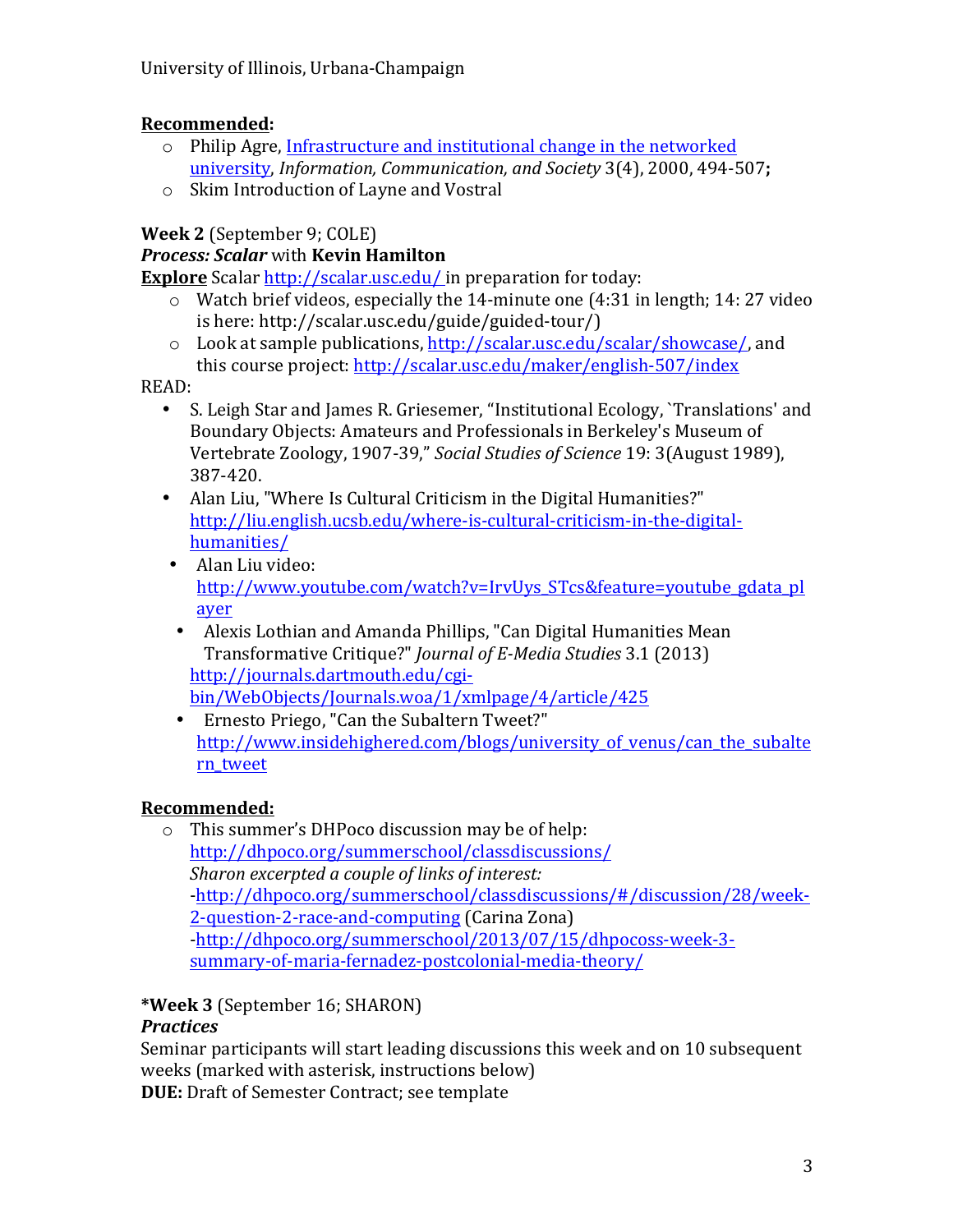**Recommended:**

- Philip Agre, [Infrastructure and institutional change in the networked university](), *Information, Communication, and Society* 3(4), 2000, 494-507**;**
- Skim Introduction of Layne and Vostral

**Week 2** (September 9; COLE)

***Process: Scalar*** with **Kevin Hamilton**

**Explore** Scalar http://scalar.usc.edu/ in preparation for today:

- Watch brief videos, especially the 14-minute one (4:31 in length; 14: 27 video is here: http://scalar.usc.edu/guide/guided-tour/)
- Look at sample publications, http://scalar.usc.edu/scalar/showcase/, and this course project: http://scalar.usc.edu/maker/english-507/index

READ:

- S. Leigh Star and James R. Griesemer, "Institutional Ecology, `Translations' and Boundary Objects: Amateurs and Professionals in Berkeley's Museum of Vertebrate Zoology, 1907-39," *Social Studies of Science* 19: 3(August 1989), 387-420.
- Alan Liu, "Where Is Cultural Criticism in the Digital Humanities?" http://liu.english.ucsb.edu/where-is-cultural-criticism-in-the-digital-humanities/
- Alan Liu video: http://www.youtube.com/watch?v=IrvUys_STcs&feature=youtube_gdata_player
- Alexis Lothian and Amanda Phillips, "Can Digital Humanities Mean Transformative Critique?" *Journal of E-Media Studies* 3.1 (2013) http://journals.dartmouth.edu/cgi-bin/WebObjects/Journals.woa/1/xmlpage/4/article/425
- Ernesto Priego, "Can the Subaltern Tweet?" http://www.insidehighered.com/blogs/university_of_venus/can_the_subaltern_tweet

**Recommended:**

- This summer's DHPoco discussion may be of help: http://dhpoco.org/summerschool/classdiscussions/
  *Sharon excerpted a couple of links of interest:*
  -http://dhpoco.org/summerschool/classdiscussions/#/discussion/28/week-2-question-2-race-and-computing (Carina Zona)
  -http://dhpoco.org/summerschool/2013/07/15/dhpocoss-week-3-summary-of-maria-fernadez-postcolonial-media-theory/

***Week 3** (September 16; SHARON)

***Practices***

Seminar participants will start leading discussions this week and on 10 subsequent weeks (marked with asterisk, instructions below)

**DUE:** Draft of Semester Contract; see template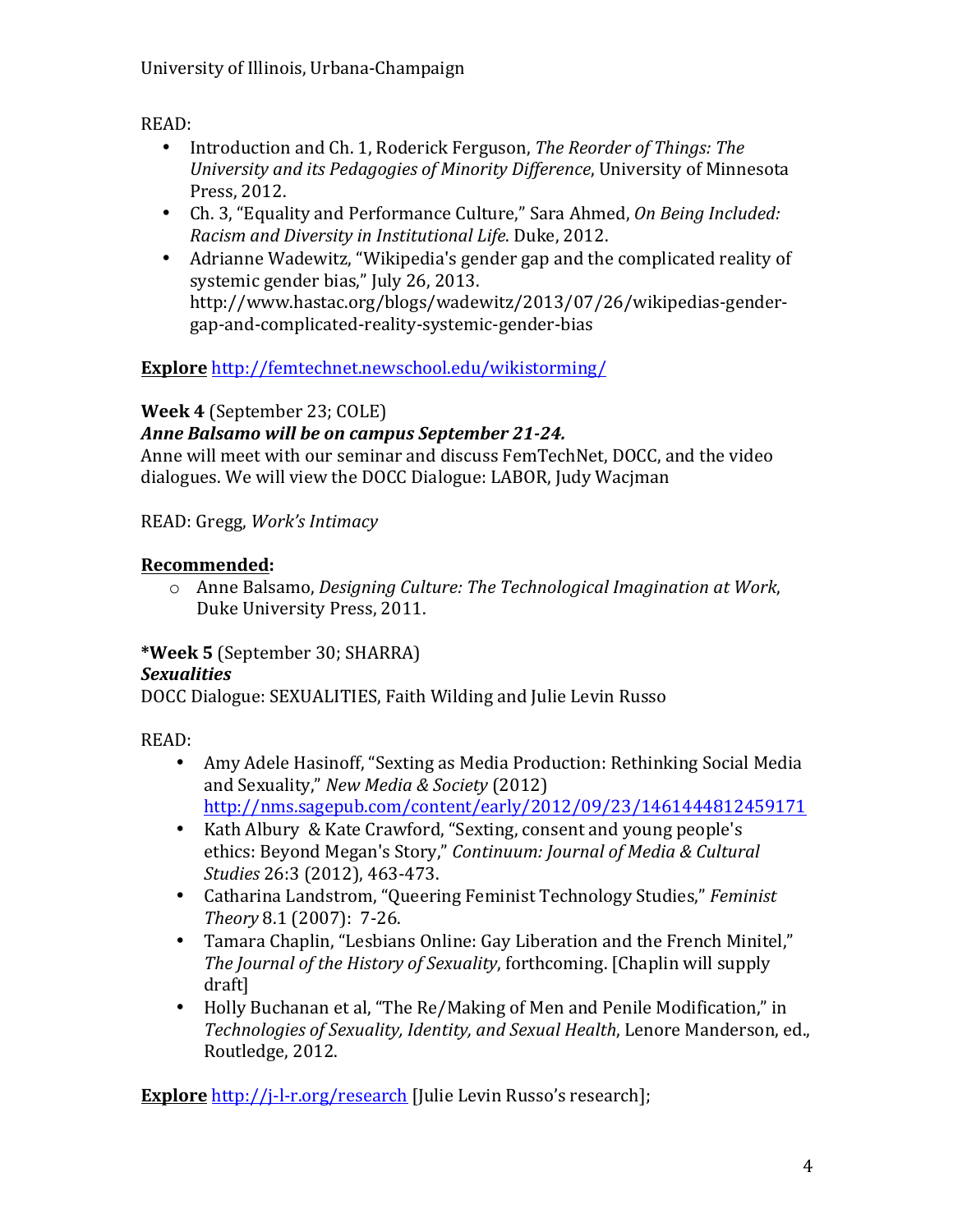READ:

- Introduction and Ch. 1, Roderick Ferguson, *The Reorder of Things: The University and its Pedagogies of Minority Difference*, University of Minnesota Press, 2012.
- Ch. 3, "Equality and Performance Culture," Sara Ahmed, *On Being Included: Racism and Diversity in Institutional Life*. Duke, 2012.
- Adrianne Wadewitz, "Wikipedia's gender gap and the complicated reality of systemic gender bias," July 26, 2013. http://www.hastac.org/blogs/wadewitz/2013/07/26/wikipedias-gender-gap-and-complicated-reality-systemic-gender-bias

**Explore** http://femtechnet.newschool.edu/wikistorming/

**Week 4** (September 23; COLE)
***Anne Balsamo will be on campus September 21-24.***
Anne will meet with our seminar and discuss FemTechNet, DOCC, and the video dialogues. We will view the DOCC Dialogue: LABOR, Judy Wacjman

READ: Gregg, *Work's Intimacy*

**Recommended:**

- Anne Balsamo, *Designing Culture: The Technological Imagination at Work*, Duke University Press, 2011.

***Week 5** (September 30; SHARRA)
***Sexualities***
DOCC Dialogue: SEXUALITIES, Faith Wilding and Julie Levin Russo

READ:

- Amy Adele Hasinoff, "Sexting as Media Production: Rethinking Social Media and Sexuality," *New Media & Society* (2012) http://nms.sagepub.com/content/early/2012/09/23/1461444812459171
- Kath Albury & Kate Crawford, "Sexting, consent and young people's ethics: Beyond Megan's Story," *Continuum: Journal of Media & Cultural Studies* 26:3 (2012), 463-473.
- Catharina Landstrom, "Queering Feminist Technology Studies," *Feminist Theory* 8.1 (2007): 7-26.
- Tamara Chaplin, "Lesbians Online: Gay Liberation and the French Minitel," *The Journal of the History of Sexuality*, forthcoming. [Chaplin will supply draft]
- Holly Buchanan et al, "The Re/Making of Men and Penile Modification," in *Technologies of Sexuality, Identity, and Sexual Health*, Lenore Manderson, ed., Routledge, 2012.

**Explore** http://j-l-r.org/research [Julie Levin Russo's research];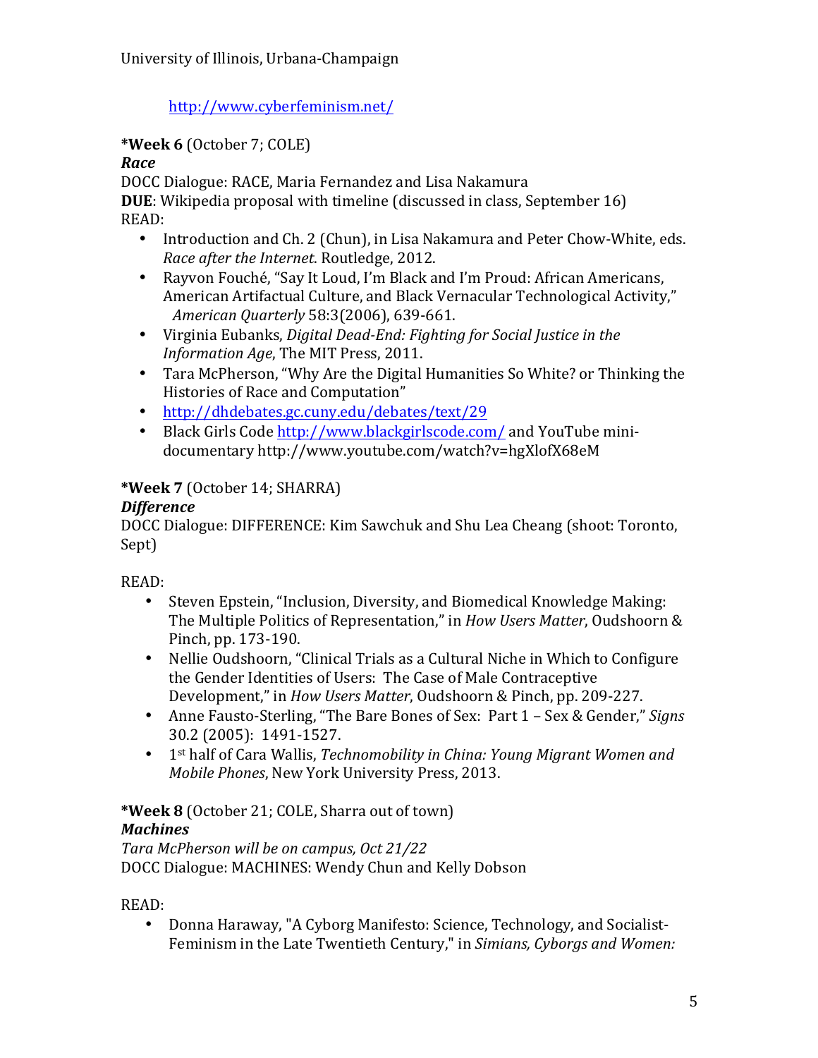http://www.cyberfeminism.net/

**\*Week 6** (October 7; COLE)
***Race***
DOCC Dialogue: RACE, Maria Fernandez and Lisa Nakamura
**DUE**: Wikipedia proposal with timeline (discussed in class, September 16)
READ:

- Introduction and Ch. 2 (Chun), in Lisa Nakamura and Peter Chow-White, eds. *Race after the Internet.* Routledge, 2012.
- Rayvon Fouché, "Say It Loud, I'm Black and I'm Proud: African Americans, American Artifactual Culture, and Black Vernacular Technological Activity," *American Quarterly* 58:3(2006), 639-661.
- Virginia Eubanks, *Digital Dead-End: Fighting for Social Justice in the Information Age*, The MIT Press, 2011.
- Tara McPherson, "Why Are the Digital Humanities So White? or Thinking the Histories of Race and Computation"
- http://dhdebates.gc.cuny.edu/debates/text/29
- Black Girls Code http://www.blackgirlscode.com/ and YouTube mini-documentary http://www.youtube.com/watch?v=hgXlofX68eM

**\*Week 7** (October 14; SHARRA)
***Difference***
DOCC Dialogue: DIFFERENCE: Kim Sawchuk and Shu Lea Cheang (shoot: Toronto, Sept)

READ:

- Steven Epstein, "Inclusion, Diversity, and Biomedical Knowledge Making: The Multiple Politics of Representation," in *How Users Matter*, Oudshoorn & Pinch, pp. 173-190.
- Nellie Oudshoorn, "Clinical Trials as a Cultural Niche in Which to Configure the Gender Identities of Users: The Case of Male Contraceptive Development," in *How Users Matter*, Oudshoorn & Pinch, pp. 209-227.
- Anne Fausto-Sterling, "The Bare Bones of Sex: Part 1 – Sex & Gender," *Signs* 30.2 (2005): 1491-1527.
- 1st half of Cara Wallis, *Technomobility in China: Young Migrant Women and Mobile Phones*, New York University Press, 2013.

**\*Week 8** (October 21; COLE, Sharra out of town)
***Machines***
*Tara McPherson will be on campus, Oct 21/22*
DOCC Dialogue: MACHINES: Wendy Chun and Kelly Dobson

READ:

- Donna Haraway, "A Cyborg Manifesto: Science, Technology, and Socialist-Feminism in the Late Twentieth Century," in *Simians, Cyborgs and Women:*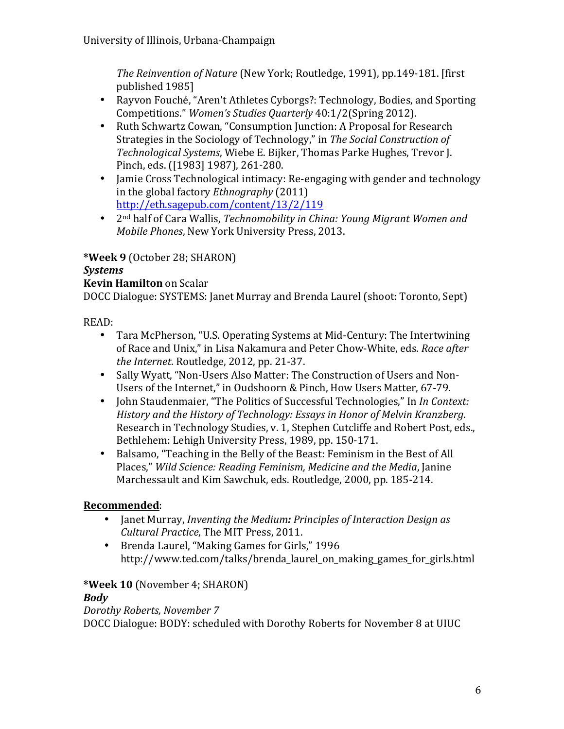*The Reinvention of Nature* (New York; Routledge, 1991), pp.149-181. [first published 1985]

- Rayvon Fouché, "Aren't Athletes Cyborgs?: Technology, Bodies, and Sporting Competitions." *Women's Studies Quarterly* 40:1/2(Spring 2012).
- Ruth Schwartz Cowan, "Consumption Junction: A Proposal for Research Strategies in the Sociology of Technology," in *The Social Construction of Technological Systems*, Wiebe E. Bijker, Thomas Parke Hughes, Trevor J. Pinch, eds. ([1983] 1987), 261-280.
- Jamie Cross Technological intimacy: Re-engaging with gender and technology in the global factory *Ethnography* (2011) http://eth.sagepub.com/content/13/2/119
- 2nd half of Cara Wallis, *Technomobility in China: Young Migrant Women and Mobile Phones*, New York University Press, 2013.

**\*Week 9** (October 28; SHARON)
***Systems***
**Kevin Hamilton** on Scalar
DOCC Dialogue: SYSTEMS: Janet Murray and Brenda Laurel (shoot: Toronto, Sept)

READ:

- Tara McPherson, "U.S. Operating Systems at Mid-Century: The Intertwining of Race and Unix," in Lisa Nakamura and Peter Chow-White, eds. *Race after the Internet*. Routledge, 2012, pp. 21-37.
- Sally Wyatt, "Non-Users Also Matter: The Construction of Users and Non-Users of the Internet," in Oudshoorn & Pinch, How Users Matter, 67-79.
- John Staudenmaier, "The Politics of Successful Technologies," In *In Context: History and the History of Technology: Essays in Honor of Melvin Kranzberg*. Research in Technology Studies, v. 1, Stephen Cutcliffe and Robert Post, eds., Bethlehem: Lehigh University Press, 1989, pp. 150-171.
- Balsamo, "Teaching in the Belly of the Beast: Feminism in the Best of All Places," *Wild Science: Reading Feminism, Medicine and the Media*, Janine Marchessault and Kim Sawchuk, eds. Routledge, 2000, pp. 185-214.

**Recommended**:

- Janet Murray, *Inventing the Medium: Principles of Interaction Design as Cultural Practice*, The MIT Press, 2011.
- Brenda Laurel, "Making Games for Girls," 1996 http://www.ted.com/talks/brenda_laurel_on_making_games_for_girls.html

**\*Week 10** (November 4; SHARON)
***Body***
*Dorothy Roberts, November 7*
DOCC Dialogue: BODY: scheduled with Dorothy Roberts for November 8 at UIUC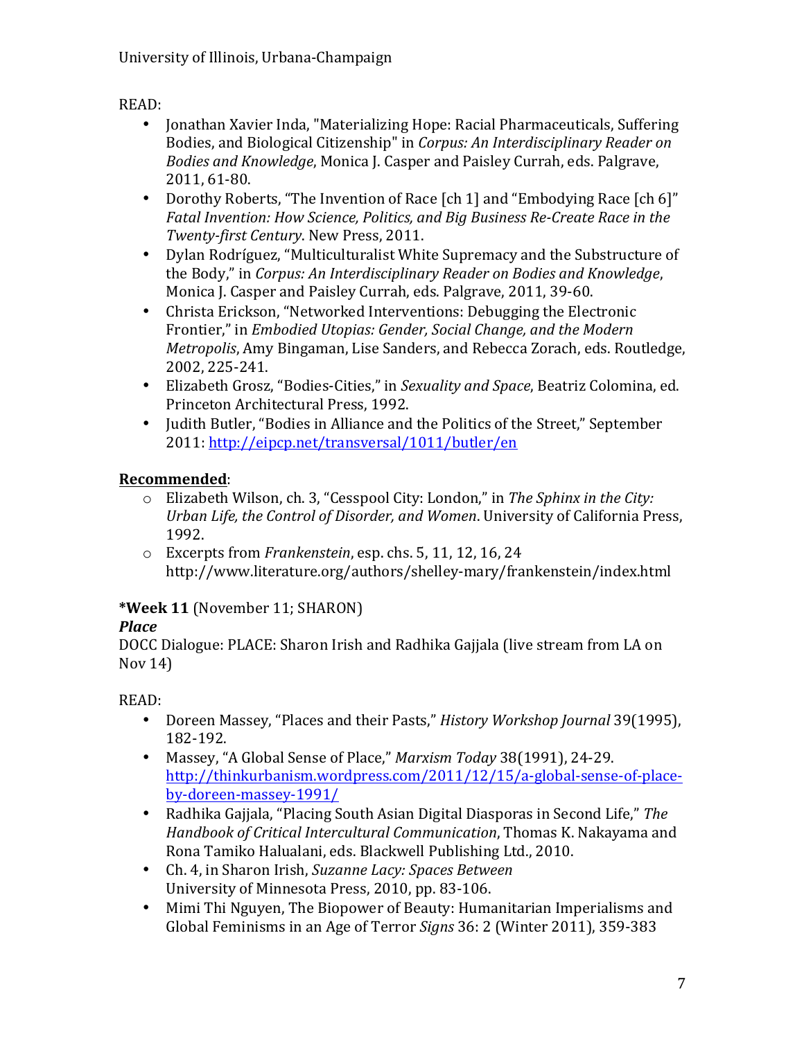READ:

- Jonathan Xavier Inda, "Materializing Hope: Racial Pharmaceuticals, Suffering Bodies, and Biological Citizenship" in *Corpus: An Interdisciplinary Reader on Bodies and Knowledge*, Monica J. Casper and Paisley Currah, eds. Palgrave, 2011, 61-80.
- Dorothy Roberts, "The Invention of Race [ch 1] and "Embodying Race [ch 6]" *Fatal Invention: How Science, Politics, and Big Business Re-Create Race in the Twenty-first Century*. New Press, 2011.
- Dylan Rodríguez, "Multiculturalist White Supremacy and the Substructure of the Body," in *Corpus: An Interdisciplinary Reader on Bodies and Knowledge*, Monica J. Casper and Paisley Currah, eds. Palgrave, 2011, 39-60.
- Christa Erickson, "Networked Interventions: Debugging the Electronic Frontier," in *Embodied Utopias: Gender, Social Change, and the Modern Metropolis*, Amy Bingaman, Lise Sanders, and Rebecca Zorach, eds. Routledge, 2002, 225-241.
- Elizabeth Grosz, "Bodies-Cities," in *Sexuality and Space*, Beatriz Colomina, ed. Princeton Architectural Press, 1992.
- Judith Butler, "Bodies in Alliance and the Politics of the Street," September 2011: http://eipcp.net/transversal/1011/butler/en

**Recommended**:

- Elizabeth Wilson, ch. 3, "Cesspool City: London," in *The Sphinx in the City: Urban Life, the Control of Disorder, and Women*. University of California Press, 1992.
- Excerpts from *Frankenstein*, esp. chs. 5, 11, 12, 16, 24 http://www.literature.org/authors/shelley-mary/frankenstein/index.html

**\*Week 11** (November 11; SHARON)

***Place***

DOCC Dialogue: PLACE: Sharon Irish and Radhika Gajjala (live stream from LA on Nov 14)

READ:

- Doreen Massey, "Places and their Pasts," *History Workshop Journal* 39(1995), 182-192.
- Massey, "A Global Sense of Place," *Marxism Today* 38(1991), 24-29. http://thinkurbanism.wordpress.com/2011/12/15/a-global-sense-of-place-by-doreen-massey-1991/
- Radhika Gajjala, "Placing South Asian Digital Diasporas in Second Life," *The Handbook of Critical Intercultural Communication*, Thomas K. Nakayama and Rona Tamiko Halualani, eds. Blackwell Publishing Ltd., 2010.
- Ch. 4, in Sharon Irish, *Suzanne Lacy: Spaces Between* University of Minnesota Press, 2010, pp. 83-106.
- Mimi Thi Nguyen, The Biopower of Beauty: Humanitarian Imperialisms and Global Feminisms in an Age of Terror *Signs* 36: 2 (Winter 2011), 359-383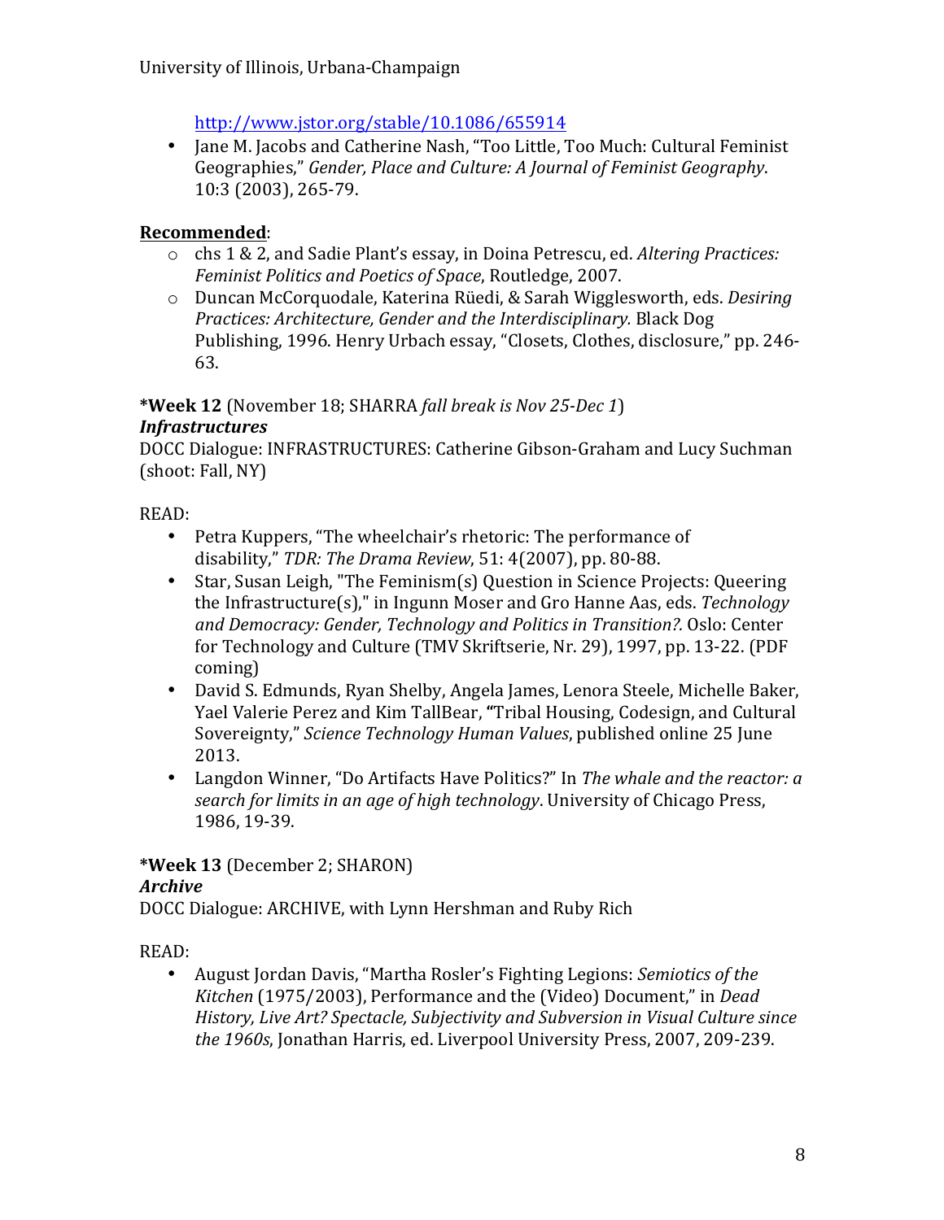http://www.jstor.org/stable/10.1086/655914

- Jane M. Jacobs and Catherine Nash, "Too Little, Too Much: Cultural Feminist Geographies," *Gender, Place and Culture: A Journal of Feminist Geography*. 10:3 (2003), 265-79.

**Recommended**:

- chs 1 & 2, and Sadie Plant's essay, in Doina Petrescu, ed. *Altering Practices: Feminist Politics and Poetics of Space*, Routledge, 2007.
- Duncan McCorquodale, Katerina Rüedi, & Sarah Wigglesworth, eds. *Desiring Practices: Architecture, Gender and the Interdisciplinary.* Black Dog Publishing, 1996. Henry Urbach essay, "Closets, Clothes, disclosure," pp. 246-63.

**\*Week 12** (November 18; SHARRA *fall break is Nov 25-Dec 1*)
***Infrastructures***
DOCC Dialogue: INFRASTRUCTURES: Catherine Gibson-Graham and Lucy Suchman (shoot: Fall, NY)

READ:

- Petra Kuppers, "The wheelchair's rhetoric: The performance of disability," *TDR: The Drama Review*, 51: 4(2007), pp. 80-88.
- Star, Susan Leigh, "The Feminism(s) Question in Science Projects: Queering the Infrastructure(s)," in Ingunn Moser and Gro Hanne Aas, eds. *Technology and Democracy: Gender, Technology and Politics in Transition?.* Oslo: Center for Technology and Culture (TMV Skriftserie, Nr. 29), 1997, pp. 13-22. (PDF coming)
- David S. Edmunds, Ryan Shelby, Angela James, Lenora Steele, Michelle Baker, Yael Valerie Perez and Kim TallBear, "Tribal Housing, Codesign, and Cultural Sovereignty," *Science Technology Human Values*, published online 25 June 2013.
- Langdon Winner, "Do Artifacts Have Politics?" In *The whale and the reactor: a search for limits in an age of high technology*. University of Chicago Press, 1986, 19-39.

**\*Week 13** (December 2; SHARON)
***Archive***
DOCC Dialogue: ARCHIVE, with Lynn Hershman and Ruby Rich

READ:

- August Jordan Davis, "Martha Rosler's Fighting Legions: *Semiotics of the Kitchen* (1975/2003), Performance and the (Video) Document," in *Dead History, Live Art? Spectacle, Subjectivity and Subversion in Visual Culture since the 1960s*, Jonathan Harris, ed. Liverpool University Press, 2007, 209-239.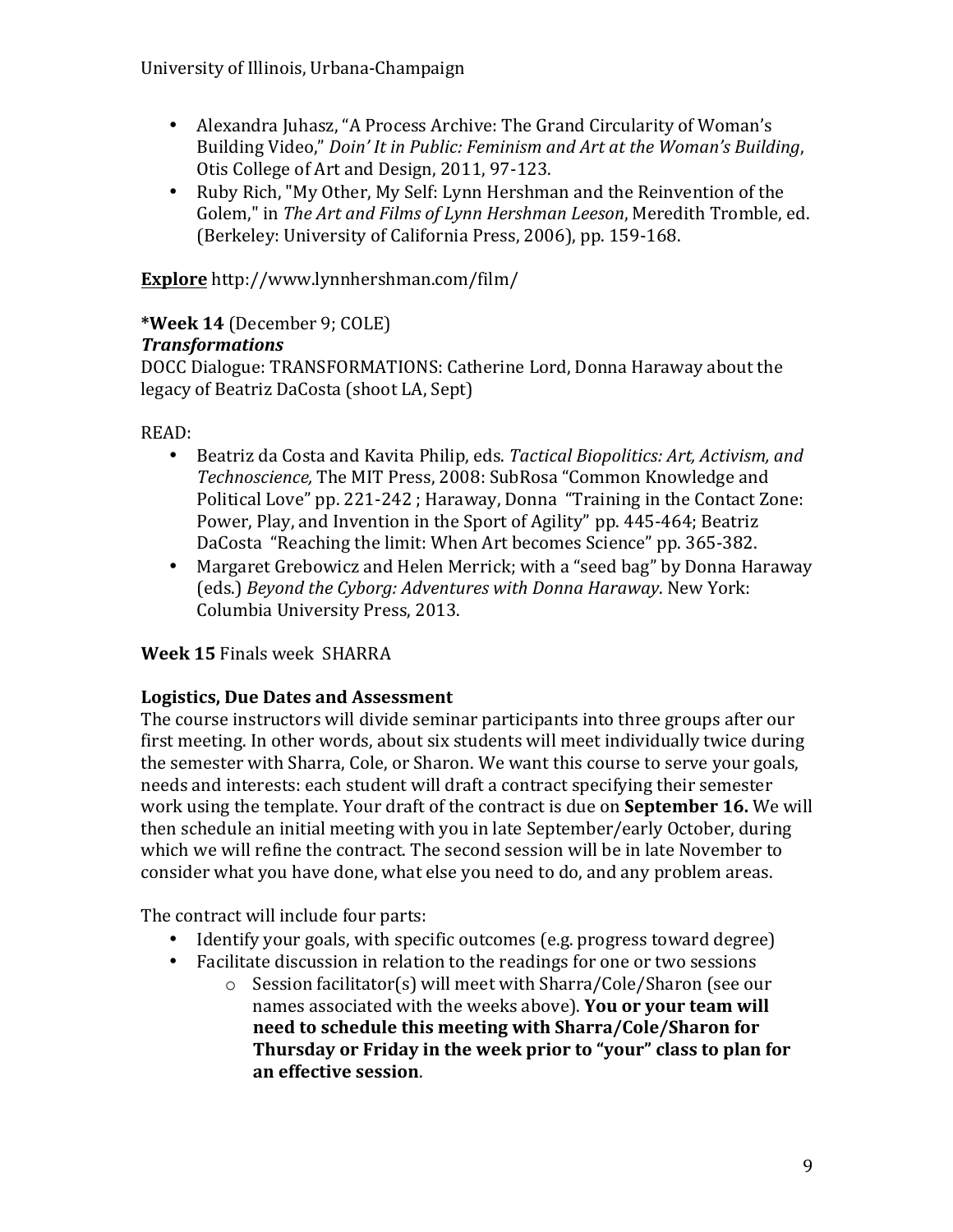- Alexandra Juhasz, "A Process Archive: The Grand Circularity of Woman's Building Video," *Doin' It in Public: Feminism and Art at the Woman's Building*, Otis College of Art and Design, 2011, 97-123.
- Ruby Rich, "My Other, My Self: Lynn Hershman and the Reinvention of the Golem," in *The Art and Films of Lynn Hershman Leeson*, Meredith Tromble, ed. (Berkeley: University of California Press, 2006), pp. 159-168.

**<u>Explore</u>** http://www.lynnhershman.com/film/

**\*Week 14** (December 9; COLE)
***Transformations***
DOCC Dialogue: TRANSFORMATIONS: Catherine Lord, Donna Haraway about the legacy of Beatriz DaCosta (shoot LA, Sept)

READ:

- Beatriz da Costa and Kavita Philip, eds. *Tactical Biopolitics: Art, Activism, and Technoscience,* The MIT Press, 2008: SubRosa "Common Knowledge and Political Love" pp. 221-242 ; Haraway, Donna "Training in the Contact Zone: Power, Play, and Invention in the Sport of Agility" pp. 445-464; Beatriz DaCosta "Reaching the limit: When Art becomes Science" pp. 365-382.
- Margaret Grebowicz and Helen Merrick; with a "seed bag" by Donna Haraway (eds.) *Beyond the Cyborg: Adventures with Donna Haraway*. New York: Columbia University Press, 2013.

**Week 15** Finals week SHARRA

**Logistics, Due Dates and Assessment**

The course instructors will divide seminar participants into three groups after our first meeting. In other words, about six students will meet individually twice during the semester with Sharra, Cole, or Sharon. We want this course to serve your goals, needs and interests: each student will draft a contract specifying their semester work using the template. Your draft of the contract is due on **September 16.** We will then schedule an initial meeting with you in late September/early October, during which we will refine the contract. The second session will be in late November to consider what you have done, what else you need to do, and any problem areas.

The contract will include four parts:

- Identify your goals, with specific outcomes (e.g. progress toward degree)
- Facilitate discussion in relation to the readings for one or two sessions
    - Session facilitator(s) will meet with Sharra/Cole/Sharon (see our names associated with the weeks above). **You or your team will need to schedule this meeting with Sharra/Cole/Sharon for Thursday or Friday in the week prior to "your" class to plan for an effective session**.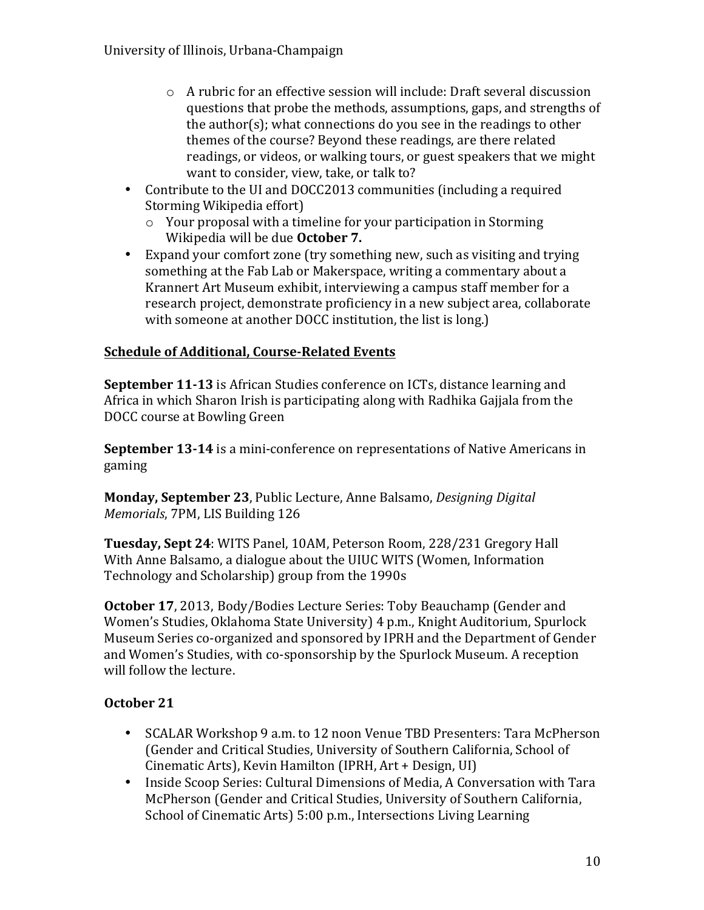- A rubric for an effective session will include: Draft several discussion questions that probe the methods, assumptions, gaps, and strengths of the author(s); what connections do you see in the readings to other themes of the course? Beyond these readings, are there related readings, or videos, or walking tours, or guest speakers that we might want to consider, view, take, or talk to?
- Contribute to the UI and DOCC2013 communities (including a required Storming Wikipedia effort)
  - Your proposal with a timeline for your participation in Storming Wikipedia will be due **October 7.**
- Expand your comfort zone (try something new, such as visiting and trying something at the Fab Lab or Makerspace, writing a commentary about a Krannert Art Museum exhibit, interviewing a campus staff member for a research project, demonstrate proficiency in a new subject area, collaborate with someone at another DOCC institution, the list is long.)

## Schedule of Additional, Course-Related Events

**September 11-13** is African Studies conference on ICTs, distance learning and Africa in which Sharon Irish is participating along with Radhika Gajjala from the DOCC course at Bowling Green

**September 13-14** is a mini-conference on representations of Native Americans in gaming

**Monday, September 23**, Public Lecture, Anne Balsamo, *Designing Digital Memorials*, 7PM, LIS Building 126

**Tuesday, Sept 24**: WITS Panel, 10AM, Peterson Room, 228/231 Gregory Hall With Anne Balsamo, a dialogue about the UIUC WITS (Women, Information Technology and Scholarship) group from the 1990s

**October 17**, 2013, Body/Bodies Lecture Series: Toby Beauchamp (Gender and Women's Studies, Oklahoma State University) 4 p.m., Knight Auditorium, Spurlock Museum Series co-organized and sponsored by IPRH and the Department of Gender and Women's Studies, with co-sponsorship by the Spurlock Museum. A reception will follow the lecture.

**October 21**

- SCALAR Workshop 9 a.m. to 12 noon Venue TBD Presenters: Tara McPherson (Gender and Critical Studies, University of Southern California, School of Cinematic Arts), Kevin Hamilton (IPRH, Art + Design, UI)
- Inside Scoop Series: Cultural Dimensions of Media, A Conversation with Tara McPherson (Gender and Critical Studies, University of Southern California, School of Cinematic Arts) 5:00 p.m., Intersections Living Learning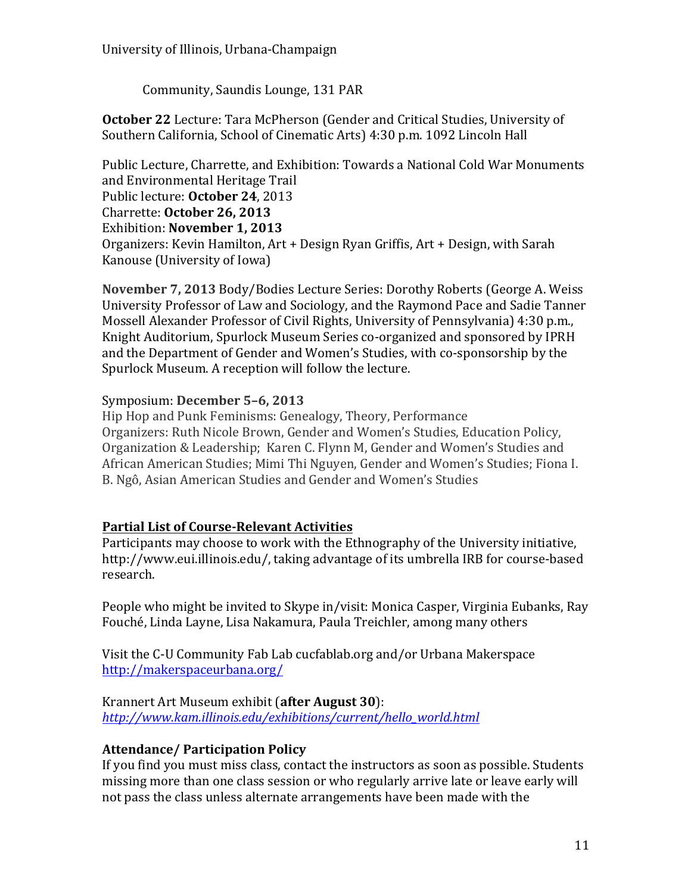Community, Saundis Lounge, 131 PAR

**October 22** Lecture: Tara McPherson (Gender and Critical Studies, University of Southern California, School of Cinematic Arts) 4:30 p.m. 1092 Lincoln Hall

Public Lecture, Charrette, and Exhibition: Towards a National Cold War Monuments and Environmental Heritage Trail
Public lecture: **October 24**, 2013
Charrette: **October 26, 2013**
Exhibition: **November 1, 2013**
Organizers: Kevin Hamilton, Art + Design Ryan Griffis, Art + Design, with Sarah Kanouse (University of Iowa)

**November 7, 2013** Body/Bodies Lecture Series: Dorothy Roberts (George A. Weiss University Professor of Law and Sociology, and the Raymond Pace and Sadie Tanner Mossell Alexander Professor of Civil Rights, University of Pennsylvania) 4:30 p.m., Knight Auditorium, Spurlock Museum Series co-organized and sponsored by IPRH and the Department of Gender and Women's Studies, with co-sponsorship by the Spurlock Museum. A reception will follow the lecture.

Symposium: **December 5–6, 2013**
Hip Hop and Punk Feminisms: Genealogy, Theory, Performance
Organizers: Ruth Nicole Brown, Gender and Women's Studies, Education Policy, Organization & Leadership; Karen C. Flynn M, Gender and Women's Studies and African American Studies; Mimi Thi Nguyen, Gender and Women's Studies; Fiona I. B. Ngô, Asian American Studies and Gender and Women's Studies

## Partial List of Course-Relevant Activities

Participants may choose to work with the Ethnography of the University initiative, http://www.eui.illinois.edu/, taking advantage of its umbrella IRB for course-based research.

People who might be invited to Skype in/visit: Monica Casper, Virginia Eubanks, Ray Fouché, Linda Layne, Lisa Nakamura, Paula Treichler, among many others

Visit the C-U Community Fab Lab cucfablab.org and/or Urbana Makerspace http://makerspaceurbana.org/

Krannert Art Museum exhibit (**after August 30**):
*http://www.kam.illinois.edu/exhibitions/current/hello_world.html*

### Attendance/ Participation Policy

If you find you must miss class, contact the instructors as soon as possible. Students missing more than one class session or who regularly arrive late or leave early will not pass the class unless alternate arrangements have been made with the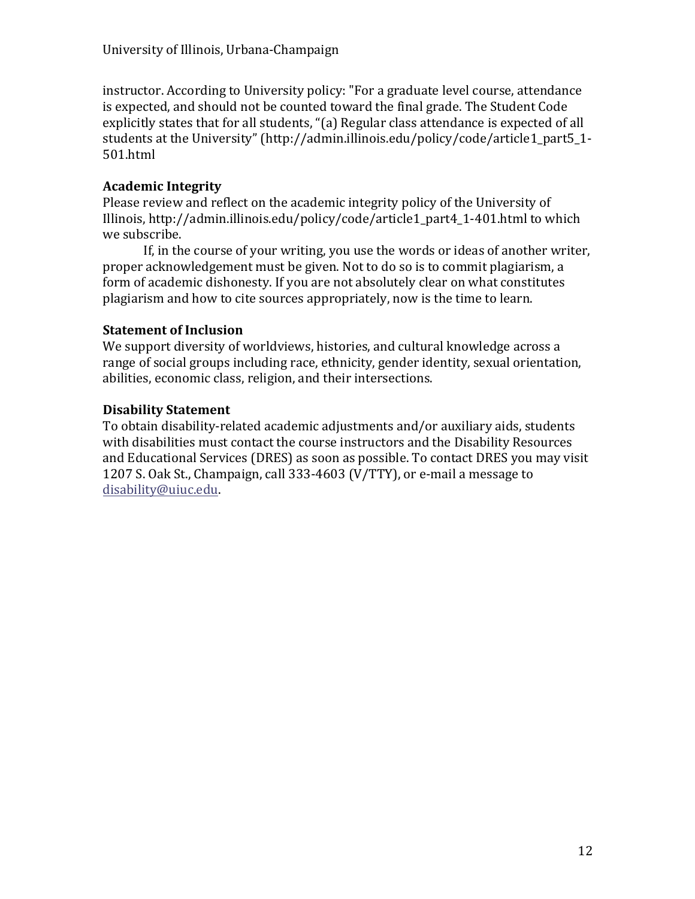instructor. According to University policy: "For a graduate level course, attendance is expected, and should not be counted toward the final grade. The Student Code explicitly states that for all students, "(a) Regular class attendance is expected of all students at the University" (http://admin.illinois.edu/policy/code/article1_part5_1-501.html

**Academic Integrity**

Please review and reflect on the academic integrity policy of the University of Illinois, http://admin.illinois.edu/policy/code/article1_part4_1-401.html to which we subscribe.

If, in the course of your writing, you use the words or ideas of another writer, proper acknowledgement must be given. Not to do so is to commit plagiarism, a form of academic dishonesty. If you are not absolutely clear on what constitutes plagiarism and how to cite sources appropriately, now is the time to learn.

**Statement of Inclusion**

We support diversity of worldviews, histories, and cultural knowledge across a range of social groups including race, ethnicity, gender identity, sexual orientation, abilities, economic class, religion, and their intersections.

**Disability Statement**

To obtain disability-related academic adjustments and/or auxiliary aids, students with disabilities must contact the course instructors and the Disability Resources and Educational Services (DRES) as soon as possible. To contact DRES you may visit 1207 S. Oak St., Champaign, call 333-4603 (V/TTY), or e-mail a message to disability@uiuc.edu.